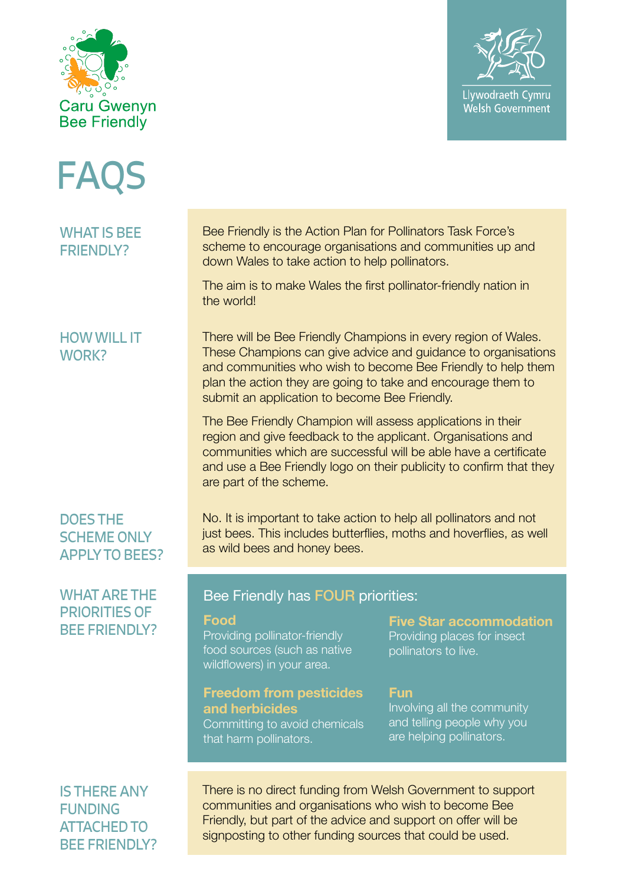Caru Gwenyn
Bee Friendly

Llywodraeth Cymru
Welsh Government

# FAQS

## WHAT IS BEE FRIENDLY?

Bee Friendly is the Action Plan for Pollinators Task Force's scheme to encourage organisations and communities up and down Wales to take action to help pollinators.

The aim is to make Wales the first pollinator-friendly nation in the world!

## HOW WILL IT WORK?

There will be Bee Friendly Champions in every region of Wales. These Champions can give advice and guidance to organisations and communities who wish to become Bee Friendly to help them plan the action they are going to take and encourage them to submit an application to become Bee Friendly.

The Bee Friendly Champion will assess applications in their region and give feedback to the applicant. Organisations and communities which are successful will be able have a certificate and use a Bee Friendly logo on their publicity to confirm that they are part of the scheme.

## DOES THE SCHEME ONLY APPLY TO BEES?

No. It is important to take action to help all pollinators and not just bees. This includes butterflies, moths and hoverflies, as well as wild bees and honey bees.

## WHAT ARE THE PRIORITIES OF BEE FRIENDLY?

Bee Friendly has **FOUR** priorities:

**Food**
Providing pollinator-friendly food sources (such as native wildflowers) in your area.

**Five Star accommodation**
Providing places for insect pollinators to live.

**Freedom from pesticides and herbicides**
Committing to avoid chemicals that harm pollinators.

**Fun**
Involving all the community and telling people why you are helping pollinators.

## IS THERE ANY FUNDING ATTACHED TO BEE FRIENDLY?

There is no direct funding from Welsh Government to support communities and organisations who wish to become Bee Friendly, but part of the advice and support on offer will be signposting to other funding sources that could be used.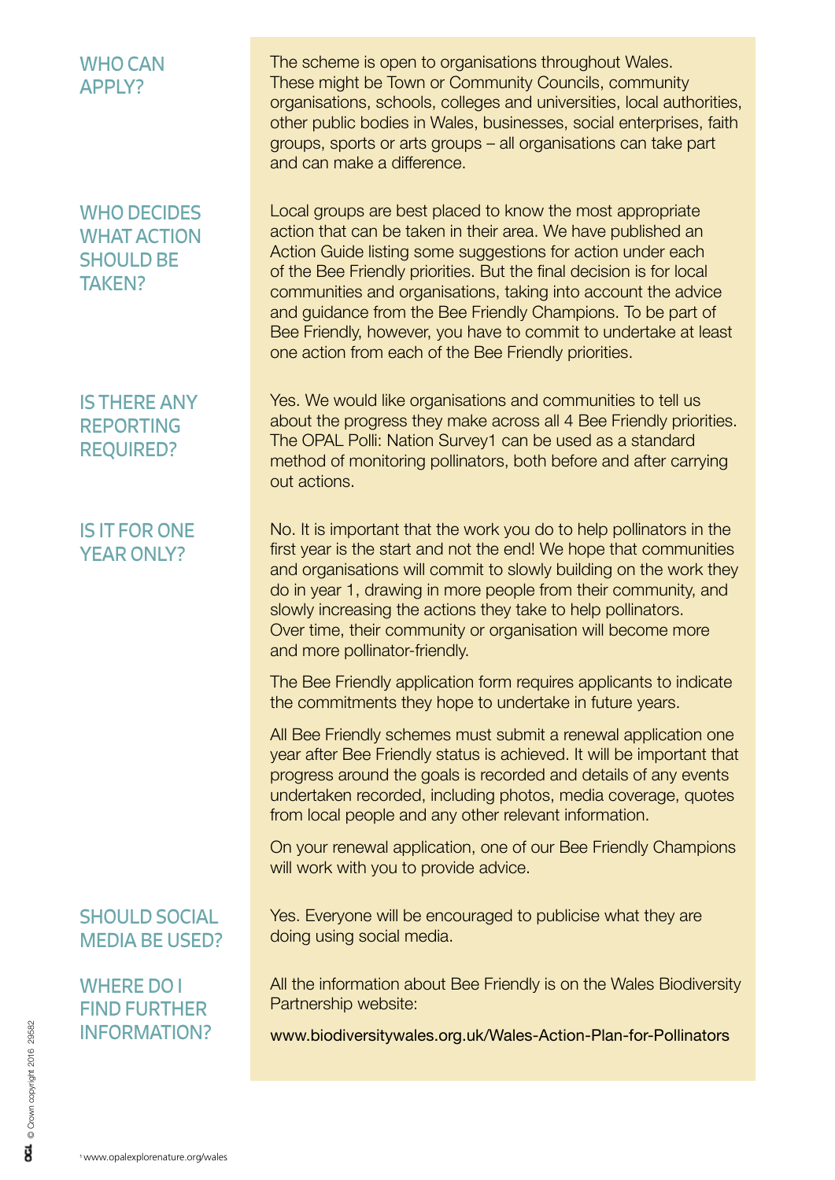## WHO CAN APPLY?

The scheme is open to organisations throughout Wales. These might be Town or Community Councils, community organisations, schools, colleges and universities, local authorities, other public bodies in Wales, businesses, social enterprises, faith groups, sports or arts groups – all organisations can take part and can make a difference.

## WHO DECIDES WHAT ACTION SHOULD BE TAKEN?

Local groups are best placed to know the most appropriate action that can be taken in their area. We have published an Action Guide listing some suggestions for action under each of the Bee Friendly priorities. But the final decision is for local communities and organisations, taking into account the advice and guidance from the Bee Friendly Champions. To be part of Bee Friendly, however, you have to commit to undertake at least one action from each of the Bee Friendly priorities.

## IS THERE ANY REPORTING REQUIRED?

Yes. We would like organisations and communities to tell us about the progress they make across all 4 Bee Friendly priorities. The OPAL Polli: Nation Survey[1] can be used as a standard method of monitoring pollinators, both before and after carrying out actions.

## IS IT FOR ONE YEAR ONLY?

No. It is important that the work you do to help pollinators in the first year is the start and not the end! We hope that communities and organisations will commit to slowly building on the work they do in year 1, drawing in more people from their community, and slowly increasing the actions they take to help pollinators. Over time, their community or organisation will become more and more pollinator-friendly.

The Bee Friendly application form requires applicants to indicate the commitments they hope to undertake in future years.

All Bee Friendly schemes must submit a renewal application one year after Bee Friendly status is achieved. It will be important that progress around the goals is recorded and details of any events undertaken recorded, including photos, media coverage, quotes from local people and any other relevant information.

On your renewal application, one of our Bee Friendly Champions will work with you to provide advice.

## SHOULD SOCIAL MEDIA BE USED?

Yes. Everyone will be encouraged to publicise what they are doing using social media.

## WHERE DO I FIND FURTHER INFORMATION?

All the information about Bee Friendly is on the Wales Biodiversity Partnership website:

www.biodiversitywales.org.uk/Wales-Action-Plan-for-Pollinators

[1] www.opalexplorenature.org/wales

OGL © Crown copyright 2016 29582